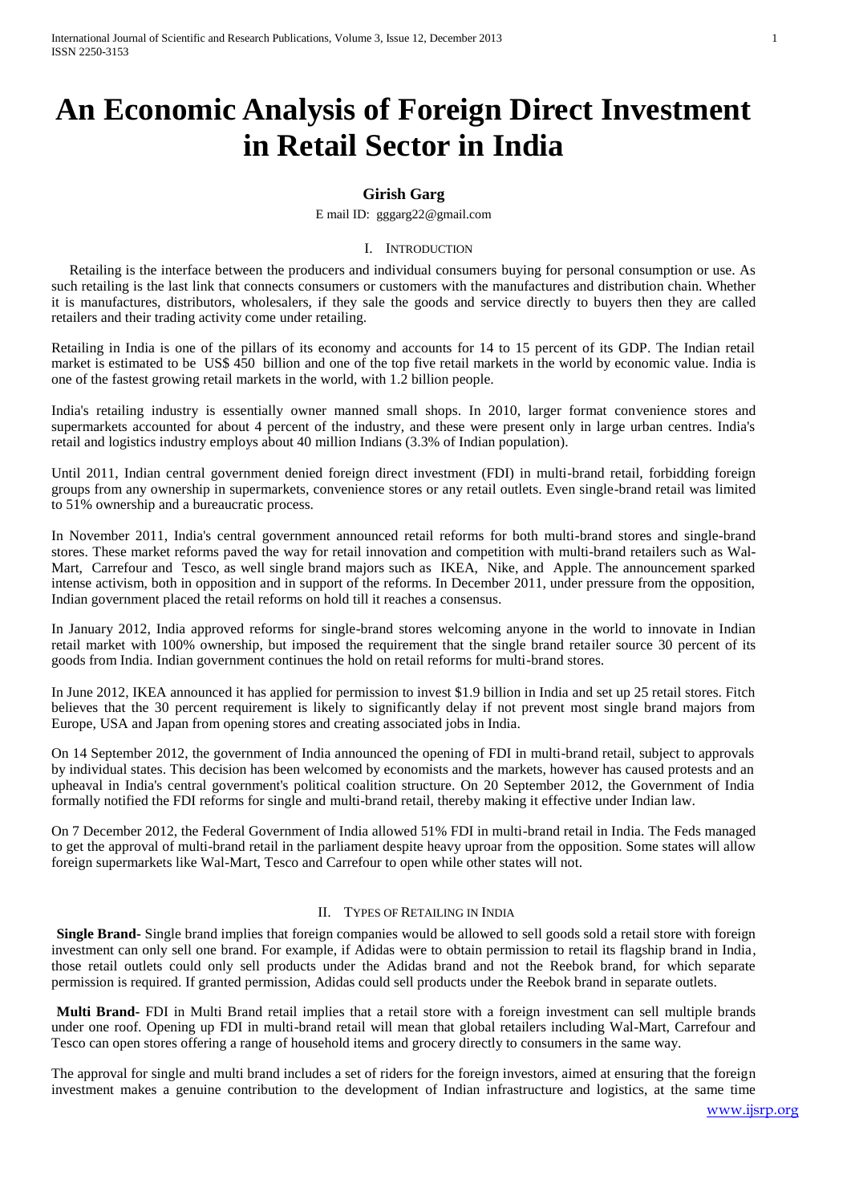# An Economic Analysis of Foreign Direct Investment in Retail Sector in India

**Girish Garg**

E mail ID: gggarg22@gmail.com

## I. Introduction

Retailing is the interface between the producers and individual consumers buying for personal consumption or use. As such retailing is the last link that connects consumers or customers with the manufactures and distribution chain. Whether it is manufactures, distributors, wholesalers, if they sale the goods and service directly to buyers then they are called retailers and their trading activity come under retailing.

Retailing in India is one of the pillars of its economy and accounts for 14 to 15 percent of its GDP. The Indian retail market is estimated to be US$ 450 billion and one of the top five retail markets in the world by economic value. India is one of the fastest growing retail markets in the world, with 1.2 billion people.

India's retailing industry is essentially owner manned small shops. In 2010, larger format convenience stores and supermarkets accounted for about 4 percent of the industry, and these were present only in large urban centres. India's retail and logistics industry employs about 40 million Indians (3.3% of Indian population).

Until 2011, Indian central government denied foreign direct investment (FDI) in multi-brand retail, forbidding foreign groups from any ownership in supermarkets, convenience stores or any retail outlets. Even single-brand retail was limited to 51% ownership and a bureaucratic process.

In November 2011, India's central government announced retail reforms for both multi-brand stores and single-brand stores. These market reforms paved the way for retail innovation and competition with multi-brand retailers such as Wal-Mart, Carrefour and Tesco, as well single brand majors such as IKEA, Nike, and Apple. The announcement sparked intense activism, both in opposition and in support of the reforms. In December 2011, under pressure from the opposition, Indian government placed the retail reforms on hold till it reaches a consensus.

In January 2012, India approved reforms for single-brand stores welcoming anyone in the world to innovate in Indian retail market with 100% ownership, but imposed the requirement that the single brand retailer source 30 percent of its goods from India. Indian government continues the hold on retail reforms for multi-brand stores.

In June 2012, IKEA announced it has applied for permission to invest $1.9 billion in India and set up 25 retail stores. Fitch believes that the 30 percent requirement is likely to significantly delay if not prevent most single brand majors from Europe, USA and Japan from opening stores and creating associated jobs in India.

On 14 September 2012, the government of India announced the opening of FDI in multi-brand retail, subject to approvals by individual states. This decision has been welcomed by economists and the markets, however has caused protests and an upheaval in India's central government's political coalition structure. On 20 September 2012, the Government of India formally notified the FDI reforms for single and multi-brand retail, thereby making it effective under Indian law.

On 7 December 2012, the Federal Government of India allowed 51% FDI in multi-brand retail in India. The Feds managed to get the approval of multi-brand retail in the parliament despite heavy uproar from the opposition. Some states will allow foreign supermarkets like Wal-Mart, Tesco and Carrefour to open while other states will not.

## II. Types of Retailing in India

**Single Brand-** Single brand implies that foreign companies would be allowed to sell goods sold a retail store with foreign investment can only sell one brand. For example, if Adidas were to obtain permission to retail its flagship brand in India, those retail outlets could only sell products under the Adidas brand and not the Reebok brand, for which separate permission is required. If granted permission, Adidas could sell products under the Reebok brand in separate outlets.

**Multi Brand-** FDI in Multi Brand retail implies that a retail store with a foreign investment can sell multiple brands under one roof. Opening up FDI in multi-brand retail will mean that global retailers including Wal-Mart, Carrefour and Tesco can open stores offering a range of household items and grocery directly to consumers in the same way.

The approval for single and multi brand includes a set of riders for the foreign investors, aimed at ensuring that the foreign investment makes a genuine contribution to the development of Indian infrastructure and logistics, at the same time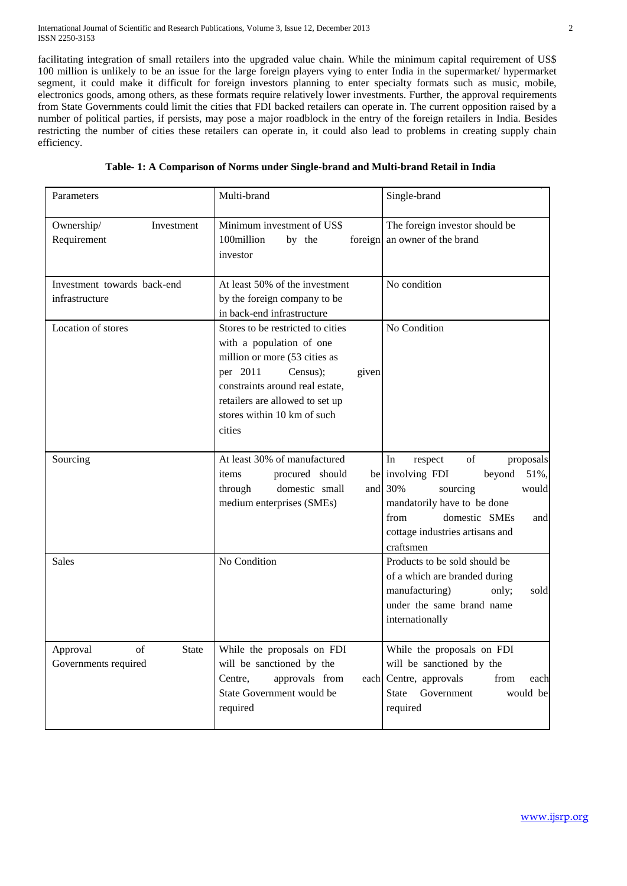facilitating integration of small retailers into the upgraded value chain. While the minimum capital requirement of US$ 100 million is unlikely to be an issue for the large foreign players vying to enter India in the supermarket/ hypermarket segment, it could make it difficult for foreign investors planning to enter specialty formats such as music, mobile, electronics goods, among others, as these formats require relatively lower investments. Further, the approval requirements from State Governments could limit the cities that FDI backed retailers can operate in. The current opposition raised by a number of political parties, if persists, may pose a major roadblock in the entry of the foreign retailers in India. Besides restricting the number of cities these retailers can operate in, it could also lead to problems in creating supply chain efficiency.

**Table- 1: A Comparison of Norms under Single-brand and Multi-brand Retail in India**

| Parameters | Multi-brand | Single-brand |
|---|---|---|
| Ownership/ Investment Requirement | Minimum investment of US$ 100million by the foreign investor | The foreign investor should be an owner of the brand |
| Investment towards back-end infrastructure | At least 50% of the investment by the foreign company to be in back-end infrastructure | No condition |
| Location of stores | Stores to be restricted to cities with a population of one million or more (53 cities as per 2011 Census); given constraints around real estate, retailers are allowed to set up stores within 10 km of such cities | No Condition |
| Sourcing | At least 30% of manufactured items procured should be through domestic small and medium enterprises (SMEs) | In respect of proposals involving FDI beyond 51%, 30% sourcing would mandatorily have to be done from domestic SMEs and cottage industries artisans and craftsmen |
| Sales | No Condition | Products to be sold should be of a which are branded during manufacturing) only; sold under the same brand name internationally |
| Approval of State Governments required | While the proposals on FDI will be sanctioned by the Centre, approvals from each State Government would be required | While the proposals on FDI will be sanctioned by the Centre, approvals from each State Government would be required |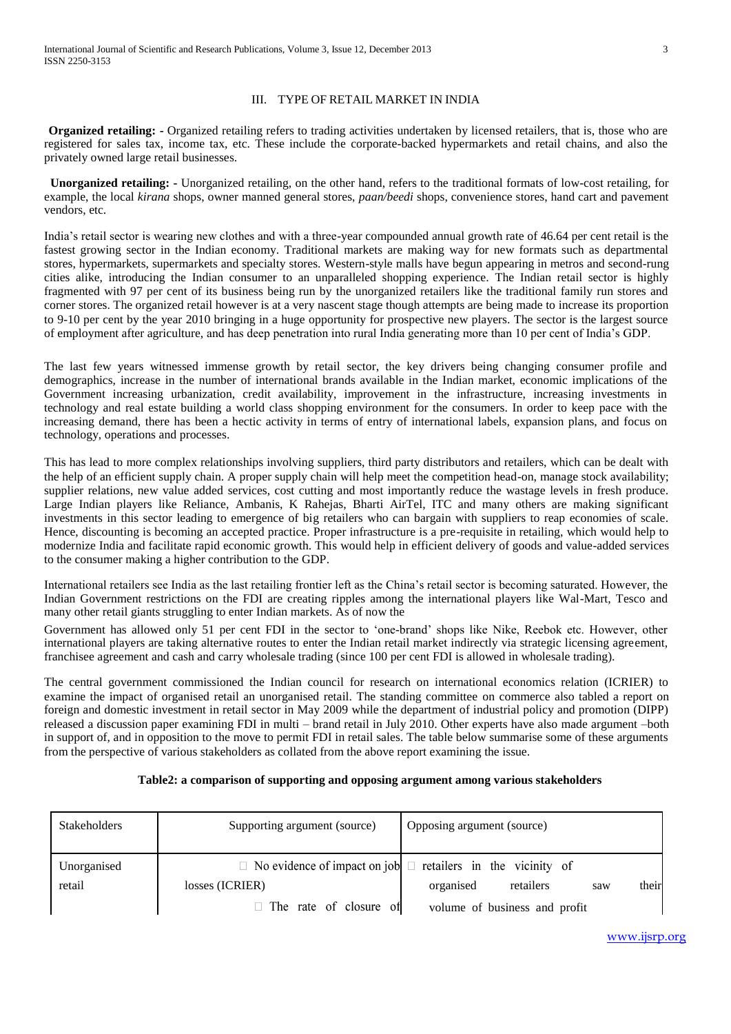## III. TYPE OF RETAIL MARKET IN INDIA

**Organized retailing: -** Organized retailing refers to trading activities undertaken by licensed retailers, that is, those who are registered for sales tax, income tax, etc. These include the corporate-backed hypermarkets and retail chains, and also the privately owned large retail businesses.

**Unorganized retailing: -** Unorganized retailing, on the other hand, refers to the traditional formats of low-cost retailing, for example, the local *kirana* shops, owner manned general stores, *paan/beedi* shops, convenience stores, hand cart and pavement vendors, etc.

India's retail sector is wearing new clothes and with a three-year compounded annual growth rate of 46.64 per cent retail is the fastest growing sector in the Indian economy. Traditional markets are making way for new formats such as departmental stores, hypermarkets, supermarkets and specialty stores. Western-style malls have begun appearing in metros and second-rung cities alike, introducing the Indian consumer to an unparalleled shopping experience. The Indian retail sector is highly fragmented with 97 per cent of its business being run by the unorganized retailers like the traditional family run stores and corner stores. The organized retail however is at a very nascent stage though attempts are being made to increase its proportion to 9-10 per cent by the year 2010 bringing in a huge opportunity for prospective new players. The sector is the largest source of employment after agriculture, and has deep penetration into rural India generating more than 10 per cent of India's GDP.

The last few years witnessed immense growth by retail sector, the key drivers being changing consumer profile and demographics, increase in the number of international brands available in the Indian market, economic implications of the Government increasing urbanization, credit availability, improvement in the infrastructure, increasing investments in technology and real estate building a world class shopping environment for the consumers. In order to keep pace with the increasing demand, there has been a hectic activity in terms of entry of international labels, expansion plans, and focus on technology, operations and processes.

This has lead to more complex relationships involving suppliers, third party distributors and retailers, which can be dealt with the help of an efficient supply chain. A proper supply chain will help meet the competition head-on, manage stock availability; supplier relations, new value added services, cost cutting and most importantly reduce the wastage levels in fresh produce. Large Indian players like Reliance, Ambanis, K Rahejas, Bharti AirTel, ITC and many others are making significant investments in this sector leading to emergence of big retailers who can bargain with suppliers to reap economies of scale. Hence, discounting is becoming an accepted practice. Proper infrastructure is a pre-requisite in retailing, which would help to modernize India and facilitate rapid economic growth. This would help in efficient delivery of goods and value-added services to the consumer making a higher contribution to the GDP.

International retailers see India as the last retailing frontier left as the China's retail sector is becoming saturated. However, the Indian Government restrictions on the FDI are creating ripples among the international players like Wal-Mart, Tesco and many other retail giants struggling to enter Indian markets. As of now the

Government has allowed only 51 per cent FDI in the sector to 'one-brand' shops like Nike, Reebok etc. However, other international players are taking alternative routes to enter the Indian retail market indirectly via strategic licensing agreement, franchisee agreement and cash and carry wholesale trading (since 100 per cent FDI is allowed in wholesale trading).

The central government commissioned the Indian council for research on international economics relation (ICRIER) to examine the impact of organised retail an unorganised retail. The standing committee on commerce also tabled a report on foreign and domestic investment in retail sector in May 2009 while the department of industrial policy and promotion (DIPP) released a discussion paper examining FDI in multi – brand retail in July 2010. Other experts have also made argument –both in support of, and in opposition to the move to permit FDI in retail sales. The table below summarise some of these arguments from the perspective of various stakeholders as collated from the above report examining the issue.

**Table2: a comparison of supporting and opposing argument among various stakeholders**

| Stakeholders | Supporting argument (source) | Opposing argument (source) |
|---|---|---|
| Unorganised retail | - No evidence of impact on job losses (ICRIER)<br>- The rate of closure of | - retailers in the vicinity of organised retailers saw their volume of business and profit |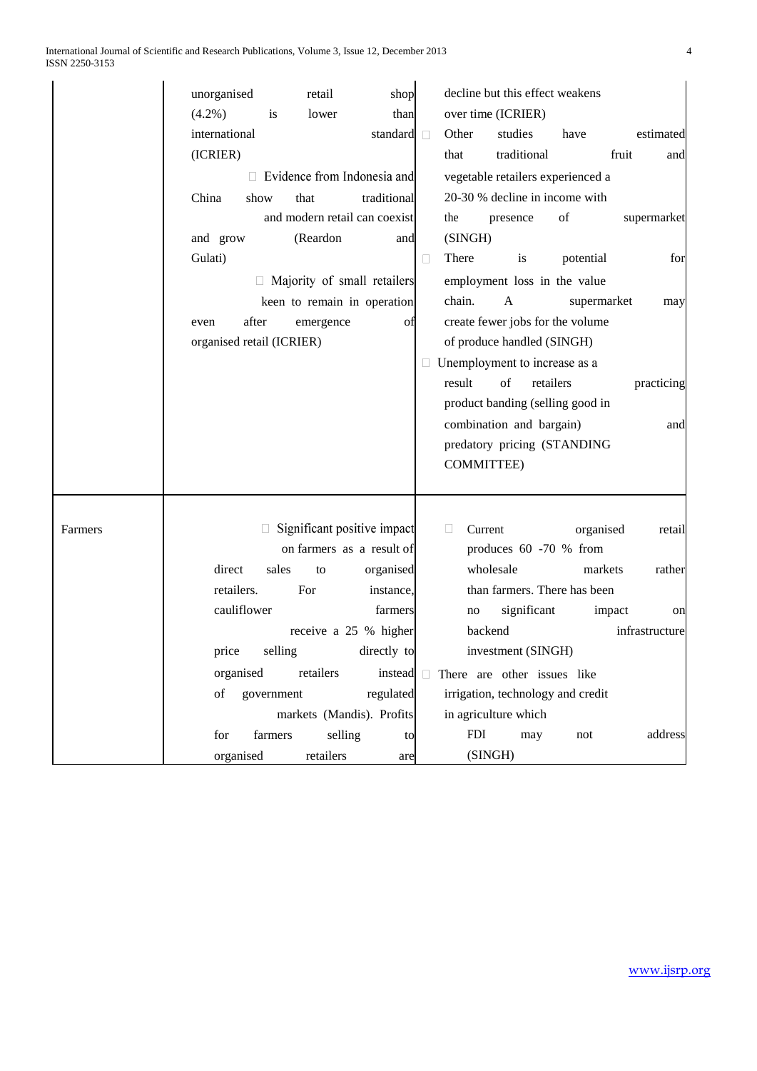| | | |
|---|---|---|
| | unorganised retail shop (4.2%) is lower than international standard (ICRIER)<br>□ Evidence from Indonesia and China show that traditional and modern retail can coexist and grow (Reardon and Gulati)<br>□ Majority of small retailers keen to remain in operation even after emergence of organised retail (ICRIER) | decline but this effect weakens over time (ICRIER)<br>□ Other studies have estimated that traditional fruit and vegetable retailers experienced a 20-30 % decline in income with the presence of supermarket (SINGH)<br>□ There is potential for employment loss in the value chain. A supermarket may create fewer jobs for the volume of produce handled (SINGH)<br>□ Unemployment to increase as a result of retailers practicing product banding (selling good in combination and bargain) and predatory pricing (STANDING COMMITTEE) |
| Farmers | □ Significant positive impact on farmers as a result of direct sales to organised retailers. For instance, cauliflower farmers receive a 25 % higher price selling directly to organised retailers instead of government regulated markets (Mandis). Profits for farmers selling to organised retailers are | □ Current organised retail produces 60 -70 % from wholesale markets rather than farmers. There has been no significant impact on backend infrastructure investment (SINGH)<br>□ There are other issues like irrigation, technology and credit in agriculture which FDI may not address (SINGH) |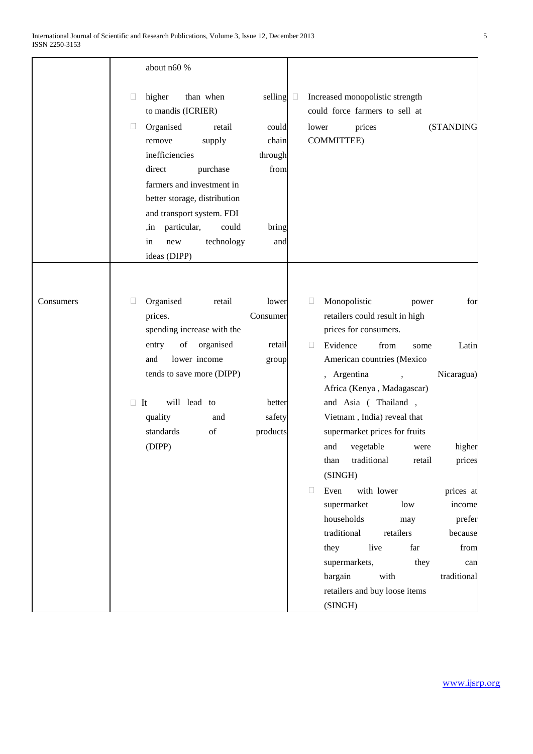| | | |
|---|---|---|
| | about n60 % <br> • higher than when selling to mandis (ICRIER) <br> • Organised retail could remove supply chain inefficiencies through direct purchase from farmers and investment in better storage, distribution and transport system. FDI ,in particular, could bring in new technology and ideas (DIPP) | • Increased monopolistic strength could force farmers to sell at lower prices (STANDING COMMITTEE) |
| Consumers | • Organised retail lower prices. Consumer spending increase with the entry of organised retail and lower income group tends to save more (DIPP) <br> • It will lead to better quality and safety standards of products (DIPP) | • Monopolistic power for retailers could result in high prices for consumers. <br> • Evidence from some Latin American countries (Mexico , Argentina , Nicaragua) Africa (Kenya , Madagascar) and Asia ( Thailand , Vietnam , India) reveal that supermarket prices for fruits and vegetable were higher than traditional retail prices (SINGH) <br> • Even with lower prices at supermarket low income households may prefer traditional retailers because they live far from supermarkets, they can bargain with traditional retailers and buy loose items (SINGH) |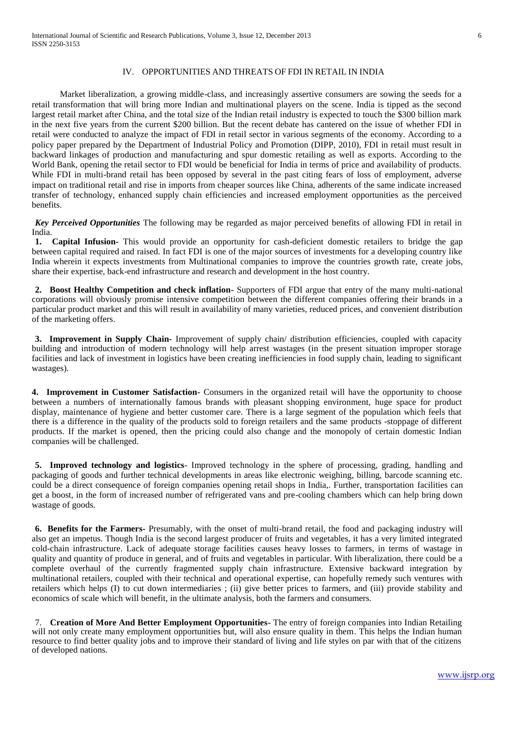## IV. OPPORTUNITIES AND THREATS OF FDI IN RETAIL IN INDIA

Market liberalization, a growing middle-class, and increasingly assertive consumers are sowing the seeds for a retail transformation that will bring more Indian and multinational players on the scene. India is tipped as the second largest retail market after China, and the total size of the Indian retail industry is expected to touch the $300 billion mark in the next five years from the current $200 billion. But the recent debate has cantered on the issue of whether FDI in retail were conducted to analyze the impact of FDI in retail sector in various segments of the economy. According to a policy paper prepared by the Department of Industrial Policy and Promotion (DIPP, 2010), FDI in retail must result in backward linkages of production and manufacturing and spur domestic retailing as well as exports. According to the World Bank, opening the retail sector to FDI would be beneficial for India in terms of price and availability of products. While FDI in multi-brand retail has been opposed by several in the past citing fears of loss of employment, adverse impact on traditional retail and rise in imports from cheaper sources like China, adherents of the same indicate increased transfer of technology, enhanced supply chain efficiencies and increased employment opportunities as the perceived benefits.

***Key Perceived Opportunities*** The following may be regarded as major perceived benefits of allowing FDI in retail in India.

**1. Capital Infusion-** This would provide an opportunity for cash-deficient domestic retailers to bridge the gap between capital required and raised. In fact FDI is one of the major sources of investments for a developing country like India wherein it expects investments from Multinational companies to improve the countries growth rate, create jobs, share their expertise, back-end infrastructure and research and development in the host country.

**2. Boost Healthy Competition and check inflation-** Supporters of FDI argue that entry of the many multi-national corporations will obviously promise intensive competition between the different companies offering their brands in a particular product market and this will result in availability of many varieties, reduced prices, and convenient distribution of the marketing offers.

**3. Improvement in Supply Chain-** Improvement of supply chain/ distribution efficiencies, coupled with capacity building and introduction of modern technology will help arrest wastages (in the present situation improper storage facilities and lack of investment in logistics have been creating inefficiencies in food supply chain, leading to significant wastages).

**4. Improvement in Customer Satisfaction-** Consumers in the organized retail will have the opportunity to choose between a numbers of internationally famous brands with pleasant shopping environment, huge space for product display, maintenance of hygiene and better customer care. There is a large segment of the population which feels that there is a difference in the quality of the products sold to foreign retailers and the same products -stoppage of different products. If the market is opened, then the pricing could also change and the monopoly of certain domestic Indian companies will be challenged.

**5. Improved technology and logistics**- Improved technology in the sphere of processing, grading, handling and packaging of goods and further technical developments in areas like electronic weighing, billing, barcode scanning etc. could be a direct consequence of foreign companies opening retail shops in India,. Further, transportation facilities can get a boost, in the form of increased number of refrigerated vans and pre-cooling chambers which can help bring down wastage of goods.

**6. Benefits for the Farmers-** Presumably, with the onset of multi-brand retail, the food and packaging industry will also get an impetus. Though India is the second largest producer of fruits and vegetables, it has a very limited integrated cold-chain infrastructure. Lack of adequate storage facilities causes heavy losses to farmers, in terms of wastage in quality and quantity of produce in general, and of fruits and vegetables in particular. With liberalization, there could be a complete overhaul of the currently fragmented supply chain infrastructure. Extensive backward integration by multinational retailers, coupled with their technical and operational expertise, can hopefully remedy such ventures with retailers which helps (I) to cut down intermediaries ; (ii) give better prices to farmers, and (iii) provide stability and economics of scale which will benefit, in the ultimate analysis, both the farmers and consumers.

7. **Creation of More And Better Employment Opportunities-** The entry of foreign companies into Indian Retailing will not only create many employment opportunities but, will also ensure quality in them. This helps the Indian human resource to find better quality jobs and to improve their standard of living and life styles on par with that of the citizens of developed nations.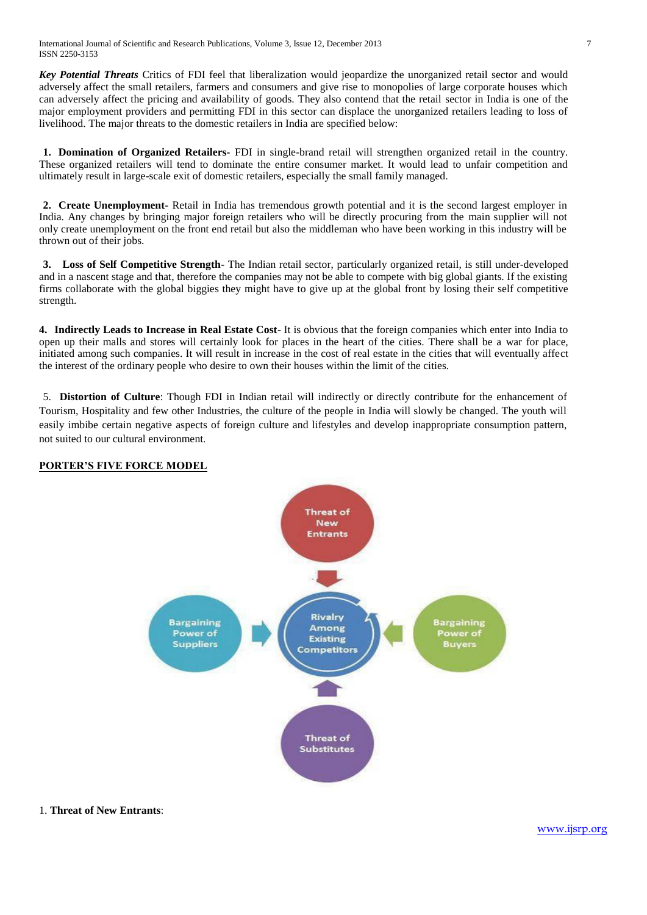***Key Potential Threats*** Critics of FDI feel that liberalization would jeopardize the unorganized retail sector and would adversely affect the small retailers, farmers and consumers and give rise to monopolies of large corporate houses which can adversely affect the pricing and availability of goods. They also contend that the retail sector in India is one of the major employment providers and permitting FDI in this sector can displace the unorganized retailers leading to loss of livelihood. The major threats to the domestic retailers in India are specified below:

**1. Domination of Organized Retailers**- FDI in single-brand retail will strengthen organized retail in the country. These organized retailers will tend to dominate the entire consumer market. It would lead to unfair competition and ultimately result in large-scale exit of domestic retailers, especially the small family managed.

**2. Create Unemployment-** Retail in India has tremendous growth potential and it is the second largest employer in India. Any changes by bringing major foreign retailers who will be directly procuring from the main supplier will not only create unemployment on the front end retail but also the middleman who have been working in this industry will be thrown out of their jobs.

**3. Loss of Self Competitive Strength-** The Indian retail sector, particularly organized retail, is still under-developed and in a nascent stage and that, therefore the companies may not be able to compete with big global giants. If the existing firms collaborate with the global biggies they might have to give up at the global front by losing their self competitive strength.

**4. Indirectly Leads to Increase in Real Estate Cost**- It is obvious that the foreign companies which enter into India to open up their malls and stores will certainly look for places in the heart of the cities. There shall be a war for place, initiated among such companies. It will result in increase in the cost of real estate in the cities that will eventually affect the interest of the ordinary people who desire to own their houses within the limit of the cities.

5. **Distortion of Culture**: Though FDI in Indian retail will indirectly or directly contribute for the enhancement of Tourism, Hospitality and few other Industries, the culture of the people in India will slowly be changed. The youth will easily imbibe certain negative aspects of foreign culture and lifestyles and develop inappropriate consumption pattern, not suited to our cultural environment.

## PORTER'S FIVE FORCE MODEL

Threat of New Entrants

Bargaining Power of Suppliers

Rivalry Among Existing Competitors

Bargaining Power of Buyers

Threat of Substitutes

1. **Threat of New Entrants**: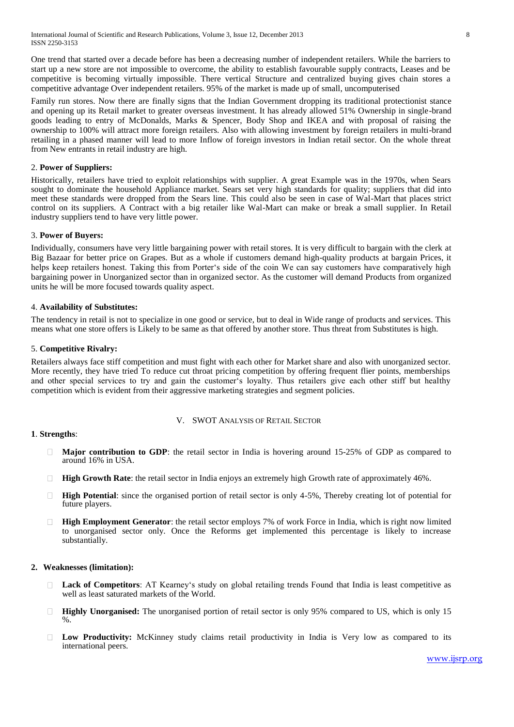One trend that started over a decade before has been a decreasing number of independent retailers. While the barriers to start up a new store are not impossible to overcome, the ability to establish favourable supply contracts, Leases and be competitive is becoming virtually impossible. There vertical Structure and centralized buying gives chain stores a competitive advantage Over independent retailers. 95% of the market is made up of small, uncomputerised

Family run stores. Now there are finally signs that the Indian Government dropping its traditional protectionist stance and opening up its Retail market to greater overseas investment. It has already allowed 51% Ownership in single-brand goods leading to entry of McDonalds, Marks & Spencer, Body Shop and IKEA and with proposal of raising the ownership to 100% will attract more foreign retailers. Also with allowing investment by foreign retailers in multi-brand retailing in a phased manner will lead to more Inflow of foreign investors in Indian retail sector. On the whole threat from New entrants in retail industry are high.

2. **Power of Suppliers:**

Historically, retailers have tried to exploit relationships with supplier. A great Example was in the 1970s, when Sears sought to dominate the household Appliance market. Sears set very high standards for quality; suppliers that did into meet these standards were dropped from the Sears line. This could also be seen in case of Wal-Mart that places strict control on its suppliers. A Contract with a big retailer like Wal-Mart can make or break a small supplier. In Retail industry suppliers tend to have very little power.

3. **Power of Buyers:**

Individually, consumers have very little bargaining power with retail stores. It is very difficult to bargain with the clerk at Big Bazaar for better price on Grapes. But as a whole if customers demand high-quality products at bargain Prices, it helps keep retailers honest. Taking this from Porter's side of the coin We can say customers have comparatively high bargaining power in Unorganized sector than in organized sector. As the customer will demand Products from organized units he will be more focused towards quality aspect.

4. **Availability of Substitutes:**

The tendency in retail is not to specialize in one good or service, but to deal in Wide range of products and services. This means what one store offers is Likely to be same as that offered by another store. Thus threat from Substitutes is high.

5. **Competitive Rivalry:**

Retailers always face stiff competition and must fight with each other for Market share and also with unorganized sector. More recently, they have tried To reduce cut throat pricing competition by offering frequent flier points, memberships and other special services to try and gain the customer's loyalty. Thus retailers give each other stiff but healthy competition which is evident from their aggressive marketing strategies and segment policies.

## V. SWOT Analysis of Retail Sector

**1**. **Strengths**:

- **Major contribution to GDP**: the retail sector in India is hovering around 15-25% of GDP as compared to around 16% in USA.
- **High Growth Rate**: the retail sector in India enjoys an extremely high Growth rate of approximately 46%.
- **High Potential**: since the organised portion of retail sector is only 4-5%, Thereby creating lot of potential for future players.
- **High Employment Generator**: the retail sector employs 7% of work Force in India, which is right now limited to unorganised sector only. Once the Reforms get implemented this percentage is likely to increase substantially.

**2. Weaknesses (limitation):**

- **Lack of Competitors**: AT Kearney's study on global retailing trends Found that India is least competitive as well as least saturated markets of the World.
- **Highly Unorganised:** The unorganised portion of retail sector is only 95% compared to US, which is only 15 %.
- **Low Productivity:** McKinney study claims retail productivity in India is Very low as compared to its international peers.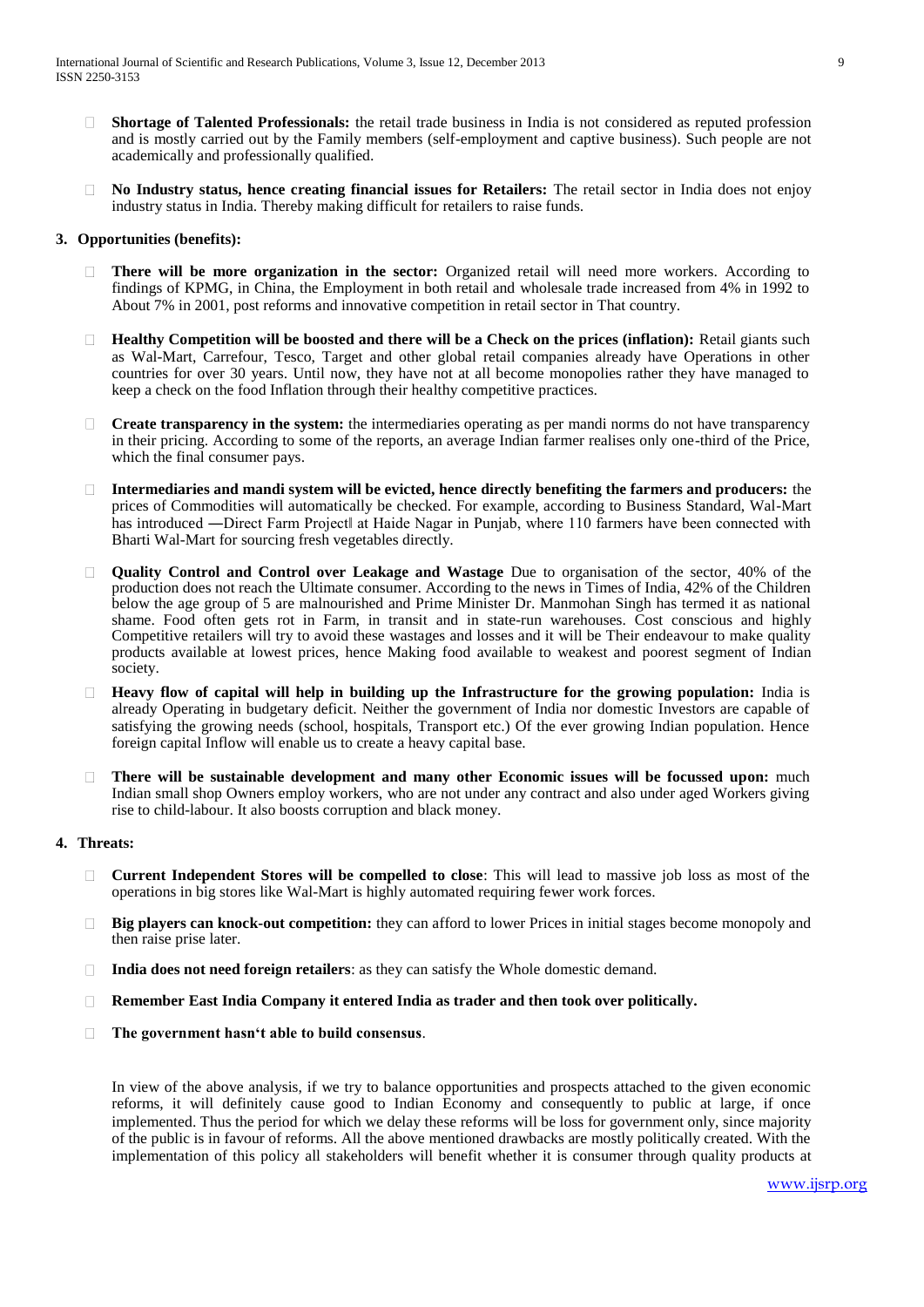- **Shortage of Talented Professionals:** the retail trade business in India is not considered as reputed profession and is mostly carried out by the Family members (self-employment and captive business). Such people are not academically and professionally qualified.

- **No Industry status, hence creating financial issues for Retailers:** The retail sector in India does not enjoy industry status in India. Thereby making difficult for retailers to raise funds.

### 3. Opportunities (benefits):

- **There will be more organization in the sector:** Organized retail will need more workers. According to findings of KPMG, in China, the Employment in both retail and wholesale trade increased from 4% in 1992 to About 7% in 2001, post reforms and innovative competition in retail sector in That country.

- **Healthy Competition will be boosted and there will be a Check on the prices (inflation):** Retail giants such as Wal-Mart, Carrefour, Tesco, Target and other global retail companies already have Operations in other countries for over 30 years. Until now, they have not at all become monopolies rather they have managed to keep a check on the food Inflation through their healthy competitive practices.

- **Create transparency in the system:** the intermediaries operating as per mandi norms do not have transparency in their pricing. According to some of the reports, an average Indian farmer realises only one-third of the Price, which the final consumer pays.

- **Intermediaries and mandi system will be evicted, hence directly benefiting the farmers and producers:** the prices of Commodities will automatically be checked. For example, according to Business Standard, Wal-Mart has introduced ―Direct Farm Project‖ at Haide Nagar in Punjab, where 110 farmers have been connected with Bharti Wal-Mart for sourcing fresh vegetables directly.

- **Quality Control and Control over Leakage and Wastage** Due to organisation of the sector, 40% of the production does not reach the Ultimate consumer. According to the news in Times of India, 42% of the Children below the age group of 5 are malnourished and Prime Minister Dr. Manmohan Singh has termed it as national shame. Food often gets rot in Farm, in transit and in state-run warehouses. Cost conscious and highly Competitive retailers will try to avoid these wastages and losses and it will be Their endeavour to make quality products available at lowest prices, hence Making food available to weakest and poorest segment of Indian society.

- **Heavy flow of capital will help in building up the Infrastructure for the growing population:** India is already Operating in budgetary deficit. Neither the government of India nor domestic Investors are capable of satisfying the growing needs (school, hospitals, Transport etc.) Of the ever growing Indian population. Hence foreign capital Inflow will enable us to create a heavy capital base.

- **There will be sustainable development and many other Economic issues will be focussed upon:** much Indian small shop Owners employ workers, who are not under any contract and also under aged Workers giving rise to child-labour. It also boosts corruption and black money.

### 4. Threats:

- **Current Independent Stores will be compelled to close**: This will lead to massive job loss as most of the operations in big stores like Wal-Mart is highly automated requiring fewer work forces.

- **Big players can knock-out competition:** they can afford to lower Prices in initial stages become monopoly and then raise prise later.

- **India does not need foreign retailers**: as they can satisfy the Whole domestic demand.

- **Remember East India Company it entered India as trader and then took over politically.**

- **The government hasn't able to build consensus**.

In view of the above analysis, if we try to balance opportunities and prospects attached to the given economic reforms, it will definitely cause good to Indian Economy and consequently to public at large, if once implemented. Thus the period for which we delay these reforms will be loss for government only, since majority of the public is in favour of reforms. All the above mentioned drawbacks are mostly politically created. With the implementation of this policy all stakeholders will benefit whether it is consumer through quality products at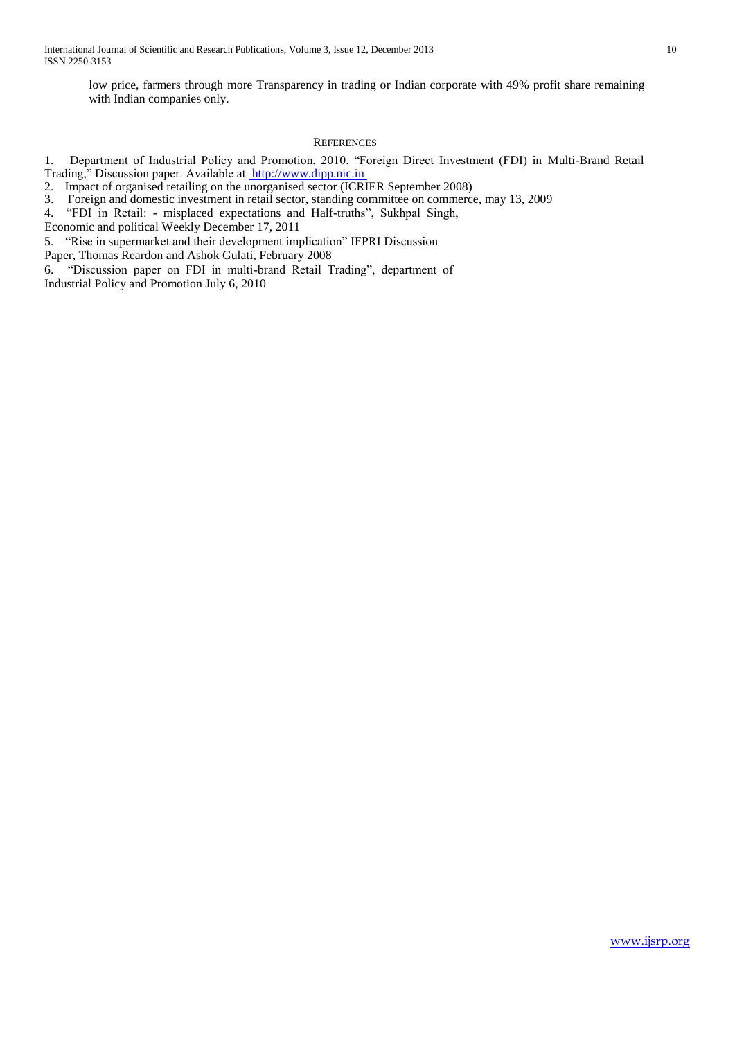low price, farmers through more Transparency in trading or Indian corporate with 49% profit share remaining with Indian companies only.

## References

1. Department of Industrial Policy and Promotion, 2010. "Foreign Direct Investment (FDI) in Multi-Brand Retail Trading," Discussion paper. Available at http://www.dipp.nic.in
2. Impact of organised retailing on the unorganised sector (ICRIER September 2008)
3. Foreign and domestic investment in retail sector, standing committee on commerce, may 13, 2009
4. "FDI in Retail: - misplaced expectations and Half-truths", Sukhpal Singh, Economic and political Weekly December 17, 2011
5. "Rise in supermarket and their development implication" IFPRI Discussion Paper, Thomas Reardon and Ashok Gulati, February 2008
6. "Discussion paper on FDI in multi-brand Retail Trading", department of Industrial Policy and Promotion July 6, 2010